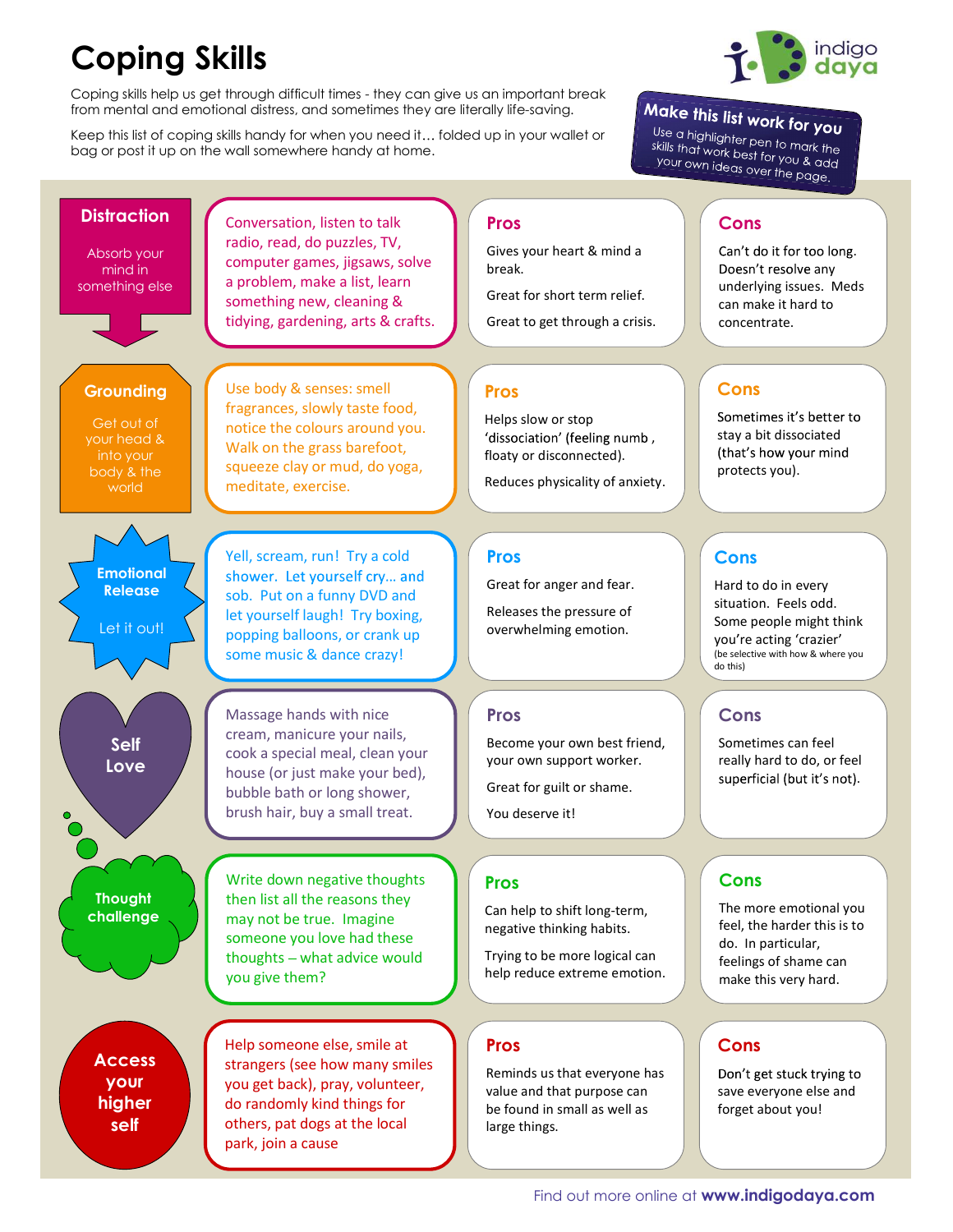# Coping Skills

Coping skills help us get through difficult times - they can give us an important break from mental and emotional distress, and sometimes they are literally life-saving.

Keep this list of coping skills handy for when you need it… folded up in your wallet or bag or post it up on the wall somewhere handy at home.

**Make this list work for you**

Use a highlighter pen to mark the skills that work best for you & add your own ideas over the page.

| Skill | Ideas | Pros | Cons |
| --- | --- | --- | --- |
| **Distraction**<br>Absorb your mind in something else | Conversation, listen to talk radio, read, do puzzles, TV, computer games, jigsaws, solve a problem, make a list, learn something new, cleaning & tidying, gardening, arts & crafts. | Gives your heart & mind a break.<br>Great for short term relief.<br>Great to get through a crisis. | Can't do it for too long. Doesn't resolve any underlying issues. Meds can make it hard to concentrate. |
| **Grounding**<br>Get out of your head & into your body & the world | Use body & senses: smell fragrances, slowly taste food, notice the colours around you. Walk on the grass barefoot, squeeze clay or mud, do yoga, meditate, exercise. | Helps slow or stop 'dissociation' (feeling numb , floaty or disconnected).<br>Reduces physicality of anxiety. | Sometimes it's better to stay a bit dissociated (that's how your mind protects you). |
| **Emotional Release**<br>Let it out! | Yell, scream, run! Try a cold shower. Let yourself cry… and sob. Put on a funny DVD and let yourself laugh! Try boxing, popping balloons, or crank up some music & dance crazy! | Great for anger and fear.<br>Releases the pressure of overwhelming emotion. | Hard to do in every situation. Feels odd. Some people might think you're acting 'crazier' (be selective with how & where you do this) |
| **Self Love** | Massage hands with nice cream, manicure your nails, cook a special meal, clean your house (or just make your bed), bubble bath or long shower, brush hair, buy a small treat. | Become your own best friend, your own support worker.<br>Great for guilt or shame.<br>You deserve it! | Sometimes can feel really hard to do, or feel superficial (but it's not). |
| **Thought challenge** | Write down negative thoughts then list all the reasons they may not be true. Imagine someone you love had these thoughts – what advice would you give them? | Can help to shift long-term, negative thinking habits.<br>Trying to be more logical can help reduce extreme emotion. | The more emotional you feel, the harder this is to do. In particular, feelings of shame can make this very hard. |
| **Access your higher self** | Help someone else, smile at strangers (see how many smiles you get back), pray, volunteer, do randomly kind things for others, pat dogs at the local park, join a cause | Reminds us that everyone has value and that purpose can be found in small as well as large things. | Don't get stuck trying to save everyone else and forget about you! |

Find out more online at **www.indigodaya.com**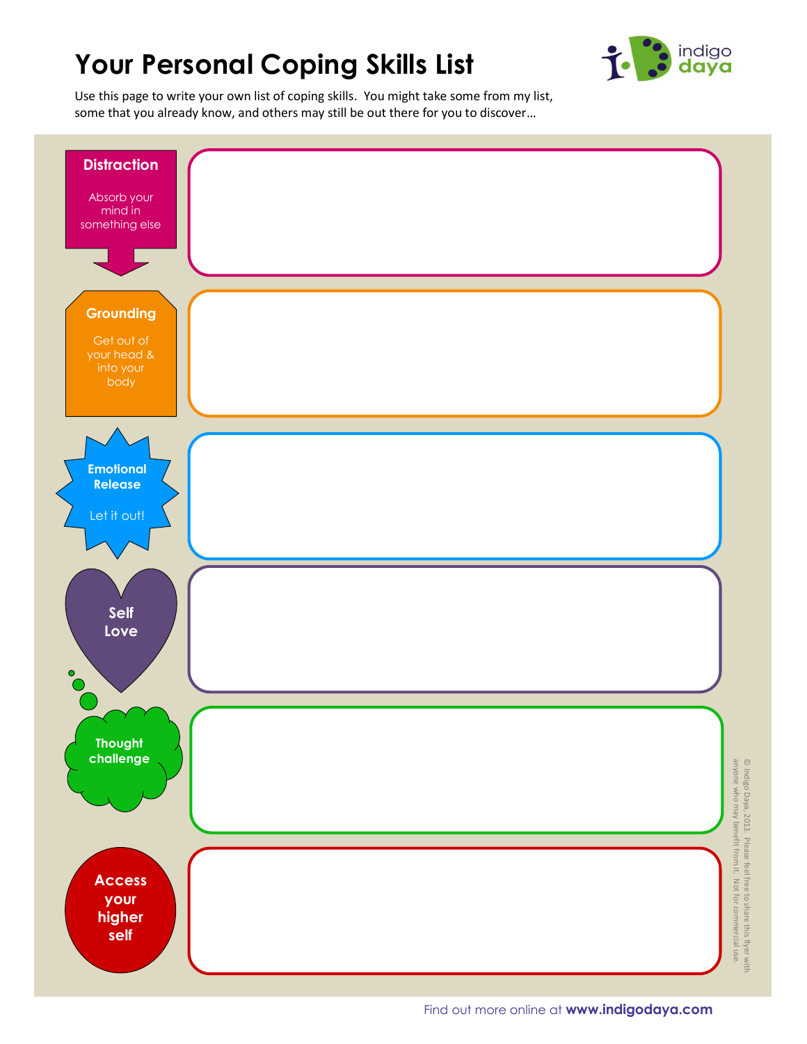# Your Personal Coping Skills List

indigo daya

Use this page to write your own list of coping skills. You might take some from my list, some that you already know, and others may still be out there for you to discover…

**Distraction**

Absorb your mind in something else

**Grounding**

Get out of your head & into your body

**Emotional Release**

Let it out!

**Self Love**

**Thought challenge**

**Access your higher self**

© Indigo Daya, 2013. Please feel free to share this flyer with anyone who may benefit from it. Not for commercial use.

Find out more online at **www.indigodaya.com**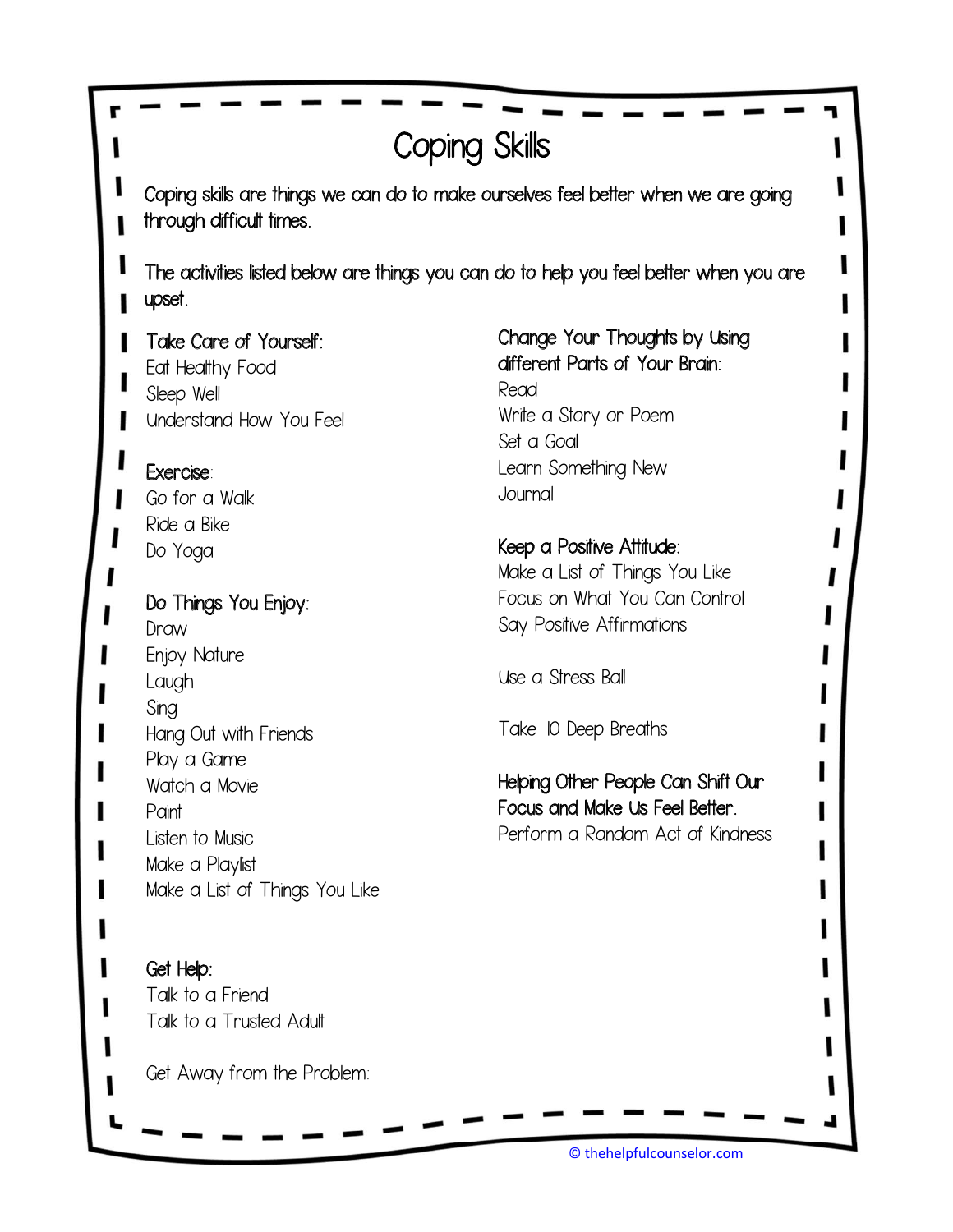# Coping Skills

Coping skills are things we can do to make ourselves feel better when we are going through difficult times.

The activities listed below are things you can do to help you feel better when you are upset.

**Take Care of Yourself:**
Eat Healthy Food
Sleep Well
Understand How You Feel

**Exercise:**
Go for a Walk
Ride a Bike
Do Yoga

**Do Things You Enjoy:**
Draw
Enjoy Nature
Laugh
Sing
Hang Out with Friends
Play a Game
Watch a Movie
Paint
Listen to Music
Make a Playlist
Make a List of Things You Like

**Get Help:**
Talk to a Friend
Talk to a Trusted Adult

Get Away from the Problem:

**Change Your Thoughts by Using different Parts of Your Brain:**
Read
Write a Story or Poem
Set a Goal
Learn Something New
Journal

**Keep a Positive Attitude:**
Make a List of Things You Like
Focus on What You Can Control
Say Positive Affirmations

Use a Stress Ball

Take 10 Deep Breaths

**Helping Other People Can Shift Our Focus and Make Us Feel Better.**
Perform a Random Act of Kindness

© thehelpfulcounselor.com